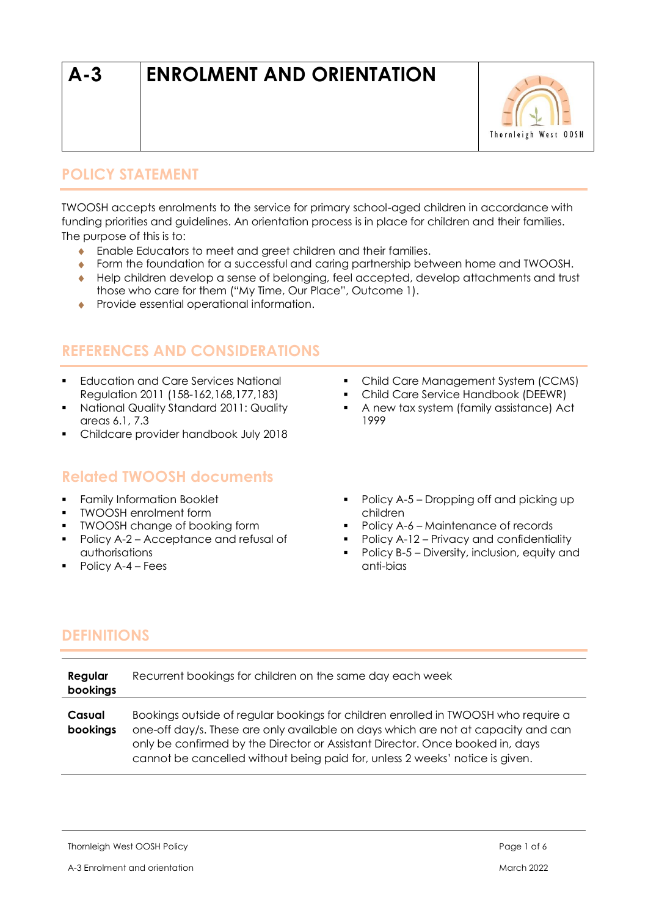# A-3 ENROLMENT AND ORIENTATION

## POLICY STATEMENT

TWOOSH accepts enrolments to the service for primary school-aged children in accordance with funding priorities and guidelines. An orientation process is in place for children and their families. The purpose of this is to:

- Enable Educators to meet and greet children and their families.
- Form the foundation for a successful and caring partnership between home and TWOOSH.
- Help children develop a sense of belonging, feel accepted, develop attachments and trust those who care for them ("My Time, Our Place", Outcome 1).
- Provide essential operational information.

## REFERENCES AND CONSIDERATIONS

- Education and Care Services National Regulation 2011 (158-162,168,177,183)
- National Quality Standard 2011: Quality areas 6.1, 7.3
- Childcare provider handbook July 2018
- Child Care Management System (CCMS)
- Child Care Service Handbook (DEEWR)
- A new tax system (family assistance) Act 1999

## Related TWOOSH documents

- Family Information Booklet
- TWOOSH enrolment form
- TWOOSH change of booking form
- Policy A-2 – Acceptance and refusal of authorisations
- Policy A-4 – Fees
- Policy A-5 – Dropping off and picking up children
- Policy A-6 – Maintenance of records
- Policy A-12 – Privacy and confidentiality
- Policy B-5 – Diversity, inclusion, equity and anti-bias

## DEFINITIONS

| | |
|---|---|
| **Regular bookings** | Recurrent bookings for children on the same day each week |
| **Casual bookings** | Bookings outside of regular bookings for children enrolled in TWOOSH who require a one-off day/s. These are only available on days which are not at capacity and can only be confirmed by the Director or Assistant Director. Once booked in, days cannot be cancelled without being paid for, unless 2 weeks' notice is given. |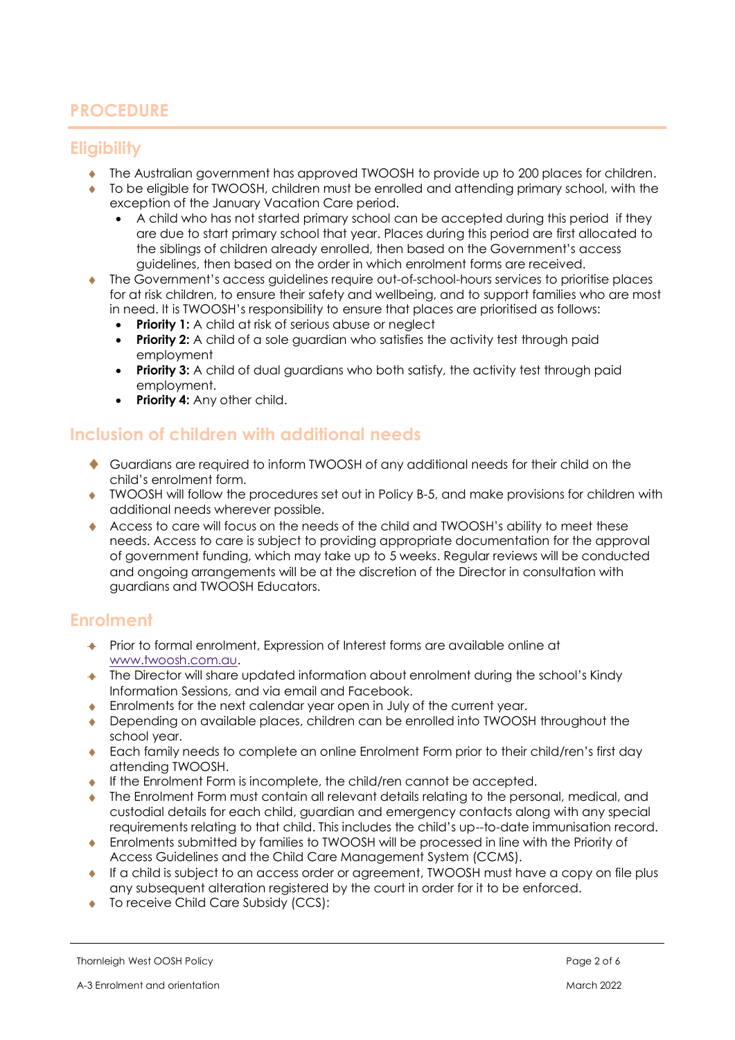# PROCEDURE

## Eligibility

- The Australian government has approved TWOOSH to provide up to 200 places for children.
- To be eligible for TWOOSH, children must be enrolled and attending primary school, with the exception of the January Vacation Care period.
  - A child who has not started primary school can be accepted during this period if they are due to start primary school that year. Places during this period are first allocated to the siblings of children already enrolled, then based on the Government's access guidelines, then based on the order in which enrolment forms are received.
- The Government's access guidelines require out-of-school-hours services to prioritise places for at risk children, to ensure their safety and wellbeing, and to support families who are most in need. It is TWOOSH's responsibility to ensure that places are prioritised as follows:
  - **Priority 1:** A child at risk of serious abuse or neglect
  - **Priority 2:** A child of a sole guardian who satisfies the activity test through paid employment
  - **Priority 3:** A child of dual guardians who both satisfy, the activity test through paid employment.
  - **Priority 4:** Any other child.

## Inclusion of children with additional needs

- Guardians are required to inform TWOOSH of any additional needs for their child on the child's enrolment form.
- TWOOSH will follow the procedures set out in Policy B-5, and make provisions for children with additional needs wherever possible.
- Access to care will focus on the needs of the child and TWOOSH's ability to meet these needs. Access to care is subject to providing appropriate documentation for the approval of government funding, which may take up to 5 weeks. Regular reviews will be conducted and ongoing arrangements will be at the discretion of the Director in consultation with guardians and TWOOSH Educators.

## Enrolment

- Prior to formal enrolment, Expression of Interest forms are available online at www.twoosh.com.au.
- The Director will share updated information about enrolment during the school's Kindy Information Sessions, and via email and Facebook.
- Enrolments for the next calendar year open in July of the current year.
- Depending on available places, children can be enrolled into TWOOSH throughout the school year.
- Each family needs to complete an online Enrolment Form prior to their child/ren's first day attending TWOOSH.
- If the Enrolment Form is incomplete, the child/ren cannot be accepted.
- The Enrolment Form must contain all relevant details relating to the personal, medical, and custodial details for each child, guardian and emergency contacts along with any special requirements relating to that child. This includes the child's up--to-date immunisation record.
- Enrolments submitted by families to TWOOSH will be processed in line with the Priority of Access Guidelines and the Child Care Management System (CCMS).
- If a child is subject to an access order or agreement, TWOOSH must have a copy on file plus any subsequent alteration registered by the court in order for it to be enforced.
- To receive Child Care Subsidy (CCS):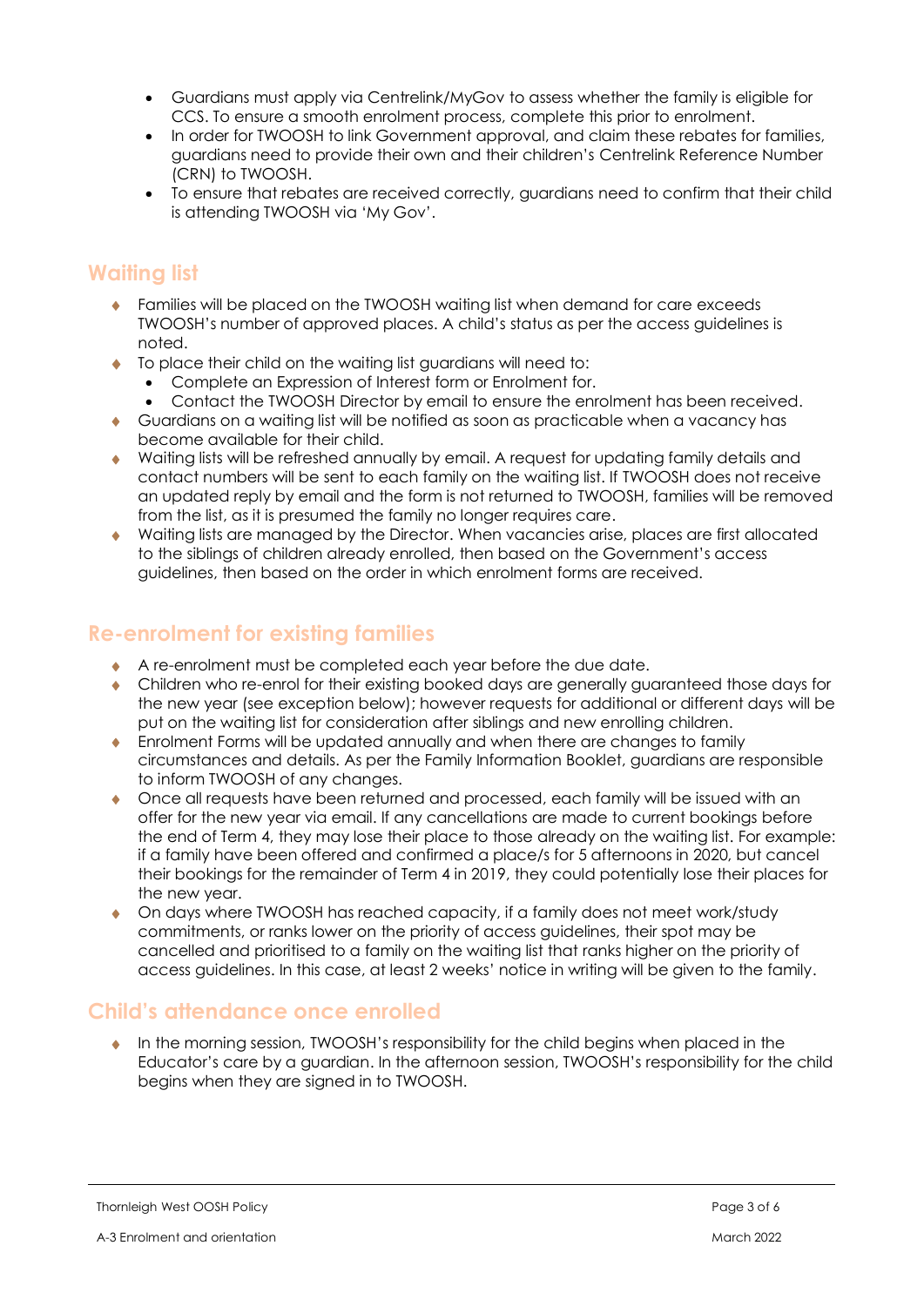- Guardians must apply via Centrelink/MyGov to assess whether the family is eligible for CCS. To ensure a smooth enrolment process, complete this prior to enrolment.
- In order for TWOOSH to link Government approval, and claim these rebates for families, guardians need to provide their own and their children's Centrelink Reference Number (CRN) to TWOOSH.
- To ensure that rebates are received correctly, guardians need to confirm that their child is attending TWOOSH via 'My Gov'.

## Waiting list

- Families will be placed on the TWOOSH waiting list when demand for care exceeds TWOOSH's number of approved places. A child's status as per the access guidelines is noted.
- To place their child on the waiting list guardians will need to:
  - Complete an Expression of Interest form or Enrolment for.
  - Contact the TWOOSH Director by email to ensure the enrolment has been received.
- Guardians on a waiting list will be notified as soon as practicable when a vacancy has become available for their child.
- Waiting lists will be refreshed annually by email. A request for updating family details and contact numbers will be sent to each family on the waiting list. If TWOOSH does not receive an updated reply by email and the form is not returned to TWOOSH, families will be removed from the list, as it is presumed the family no longer requires care.
- Waiting lists are managed by the Director. When vacancies arise, places are first allocated to the siblings of children already enrolled, then based on the Government's access guidelines, then based on the order in which enrolment forms are received.

## Re-enrolment for existing families

- A re-enrolment must be completed each year before the due date.
- Children who re-enrol for their existing booked days are generally guaranteed those days for the new year (see exception below); however requests for additional or different days will be put on the waiting list for consideration after siblings and new enrolling children.
- Enrolment Forms will be updated annually and when there are changes to family circumstances and details. As per the Family Information Booklet, guardians are responsible to inform TWOOSH of any changes.
- Once all requests have been returned and processed, each family will be issued with an offer for the new year via email. If any cancellations are made to current bookings before the end of Term 4, they may lose their place to those already on the waiting list. For example: if a family have been offered and confirmed a place/s for 5 afternoons in 2020, but cancel their bookings for the remainder of Term 4 in 2019, they could potentially lose their places for the new year.
- On days where TWOOSH has reached capacity, if a family does not meet work/study commitments, or ranks lower on the priority of access guidelines, their spot may be cancelled and prioritised to a family on the waiting list that ranks higher on the priority of access guidelines. In this case, at least 2 weeks' notice in writing will be given to the family.

## Child's attendance once enrolled

- In the morning session, TWOOSH's responsibility for the child begins when placed in the Educator's care by a guardian. In the afternoon session, TWOOSH's responsibility for the child begins when they are signed in to TWOOSH.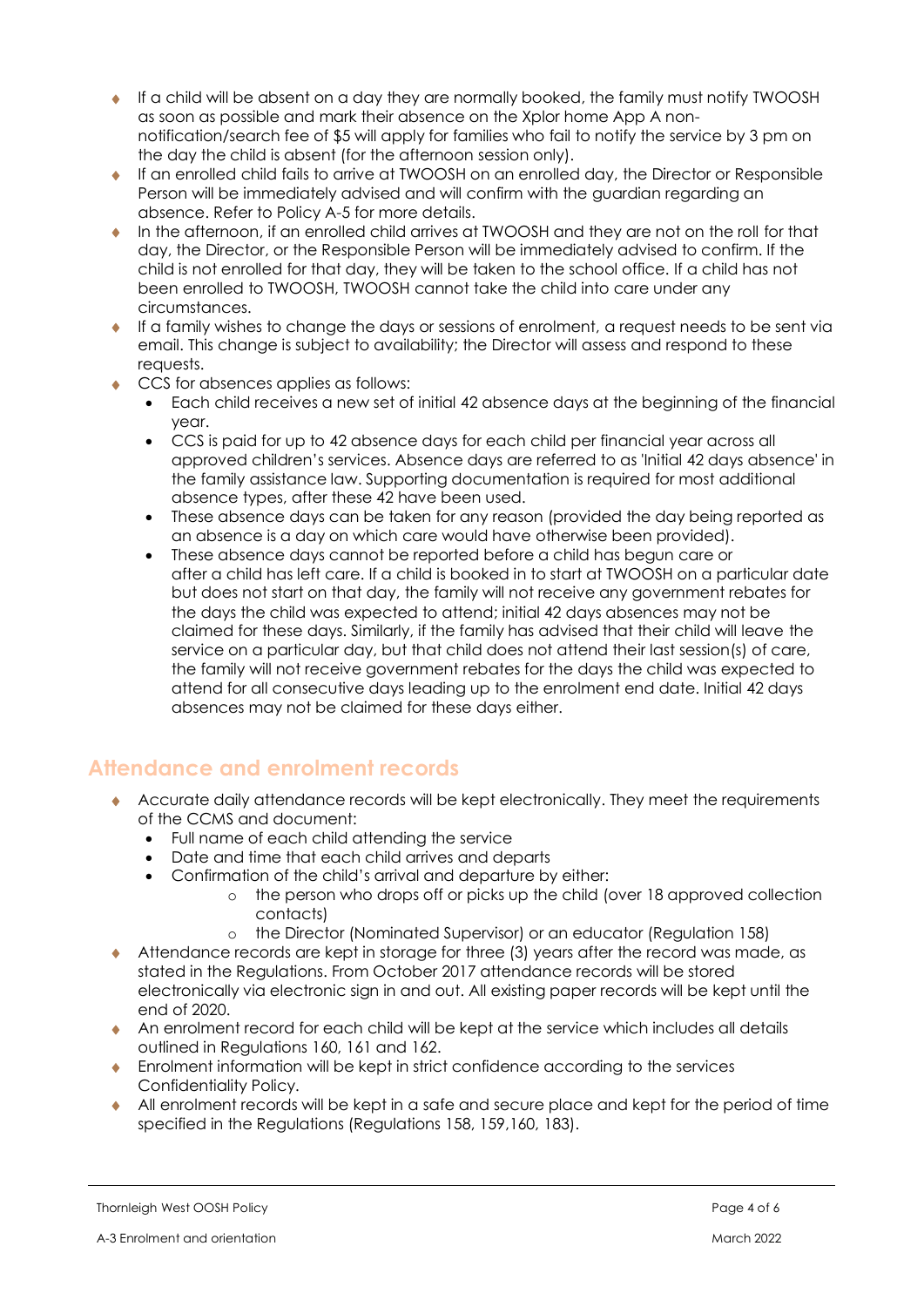- If a child will be absent on a day they are normally booked, the family must notify TWOOSH as soon as possible and mark their absence on the Xplor home App A non-notification/search fee of $5 will apply for families who fail to notify the service by 3 pm on the day the child is absent (for the afternoon session only).
- If an enrolled child fails to arrive at TWOOSH on an enrolled day, the Director or Responsible Person will be immediately advised and will confirm with the guardian regarding an absence. Refer to Policy A-5 for more details.
- In the afternoon, if an enrolled child arrives at TWOOSH and they are not on the roll for that day, the Director, or the Responsible Person will be immediately advised to confirm. If the child is not enrolled for that day, they will be taken to the school office. If a child has not been enrolled to TWOOSH, TWOOSH cannot take the child into care under any circumstances.
- If a family wishes to change the days or sessions of enrolment, a request needs to be sent via email. This change is subject to availability; the Director will assess and respond to these requests.
- CCS for absences applies as follows:
  - Each child receives a new set of initial 42 absence days at the beginning of the financial year.
  - CCS is paid for up to 42 absence days for each child per financial year across all approved children's services. Absence days are referred to as 'Initial 42 days absence' in the family assistance law. Supporting documentation is required for most additional absence types, after these 42 have been used.
  - These absence days can be taken for any reason (provided the day being reported as an absence is a day on which care would have otherwise been provided).
  - These absence days cannot be reported before a child has begun care or after a child has left care. If a child is booked in to start at TWOOSH on a particular date but does not start on that day, the family will not receive any government rebates for the days the child was expected to attend; initial 42 days absences may not be claimed for these days. Similarly, if the family has advised that their child will leave the service on a particular day, but that child does not attend their last session(s) of care, the family will not receive government rebates for the days the child was expected to attend for all consecutive days leading up to the enrolment end date. Initial 42 days absences may not be claimed for these days either.

## Attendance and enrolment records

- Accurate daily attendance records will be kept electronically. They meet the requirements of the CCMS and document:
  - Full name of each child attending the service
  - Date and time that each child arrives and departs
  - Confirmation of the child's arrival and departure by either:
    - the person who drops off or picks up the child (over 18 approved collection contacts)
    - the Director (Nominated Supervisor) or an educator (Regulation 158)
- Attendance records are kept in storage for three (3) years after the record was made, as stated in the Regulations. From October 2017 attendance records will be stored electronically via electronic sign in and out. All existing paper records will be kept until the end of 2020.
- An enrolment record for each child will be kept at the service which includes all details outlined in Regulations 160, 161 and 162.
- Enrolment information will be kept in strict confidence according to the services Confidentiality Policy.
- All enrolment records will be kept in a safe and secure place and kept for the period of time specified in the Regulations (Regulations 158, 159,160, 183).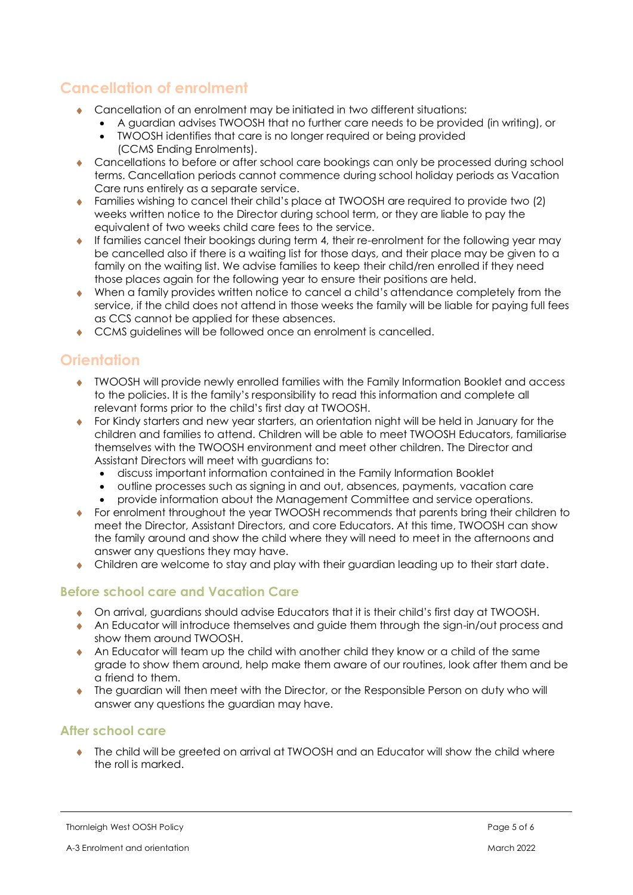## Cancellation of enrolment

- Cancellation of an enrolment may be initiated in two different situations:
  - A guardian advises TWOOSH that no further care needs to be provided (in writing), or
  - TWOOSH identifies that care is no longer required or being provided (CCMS Ending Enrolments).
- Cancellations to before or after school care bookings can only be processed during school terms. Cancellation periods cannot commence during school holiday periods as Vacation Care runs entirely as a separate service.
- Families wishing to cancel their child's place at TWOOSH are required to provide two (2) weeks written notice to the Director during school term, or they are liable to pay the equivalent of two weeks child care fees to the service.
- If families cancel their bookings during term 4, their re-enrolment for the following year may be cancelled also if there is a waiting list for those days, and their place may be given to a family on the waiting list. We advise families to keep their child/ren enrolled if they need those places again for the following year to ensure their positions are held.
- When a family provides written notice to cancel a child's attendance completely from the service, if the child does not attend in those weeks the family will be liable for paying full fees as CCS cannot be applied for these absences.
- CCMS guidelines will be followed once an enrolment is cancelled.

## Orientation

- TWOOSH will provide newly enrolled families with the Family Information Booklet and access to the policies. It is the family's responsibility to read this information and complete all relevant forms prior to the child's first day at TWOOSH.
- For Kindy starters and new year starters, an orientation night will be held in January for the children and families to attend. Children will be able to meet TWOOSH Educators, familiarise themselves with the TWOOSH environment and meet other children. The Director and Assistant Directors will meet with guardians to:
  - discuss important information contained in the Family Information Booklet
  - outline processes such as signing in and out, absences, payments, vacation care
  - provide information about the Management Committee and service operations.
- For enrolment throughout the year TWOOSH recommends that parents bring their children to meet the Director, Assistant Directors, and core Educators. At this time, TWOOSH can show the family around and show the child where they will need to meet in the afternoons and answer any questions they may have.
- Children are welcome to stay and play with their guardian leading up to their start date.

### Before school care and Vacation Care

- On arrival, guardians should advise Educators that it is their child's first day at TWOOSH.
- An Educator will introduce themselves and guide them through the sign-in/out process and show them around TWOOSH.
- An Educator will team up the child with another child they know or a child of the same grade to show them around, help make them aware of our routines, look after them and be a friend to them.
- The guardian will then meet with the Director, or the Responsible Person on duty who will answer any questions the guardian may have.

### After school care

- The child will be greeted on arrival at TWOOSH and an Educator will show the child where the roll is marked.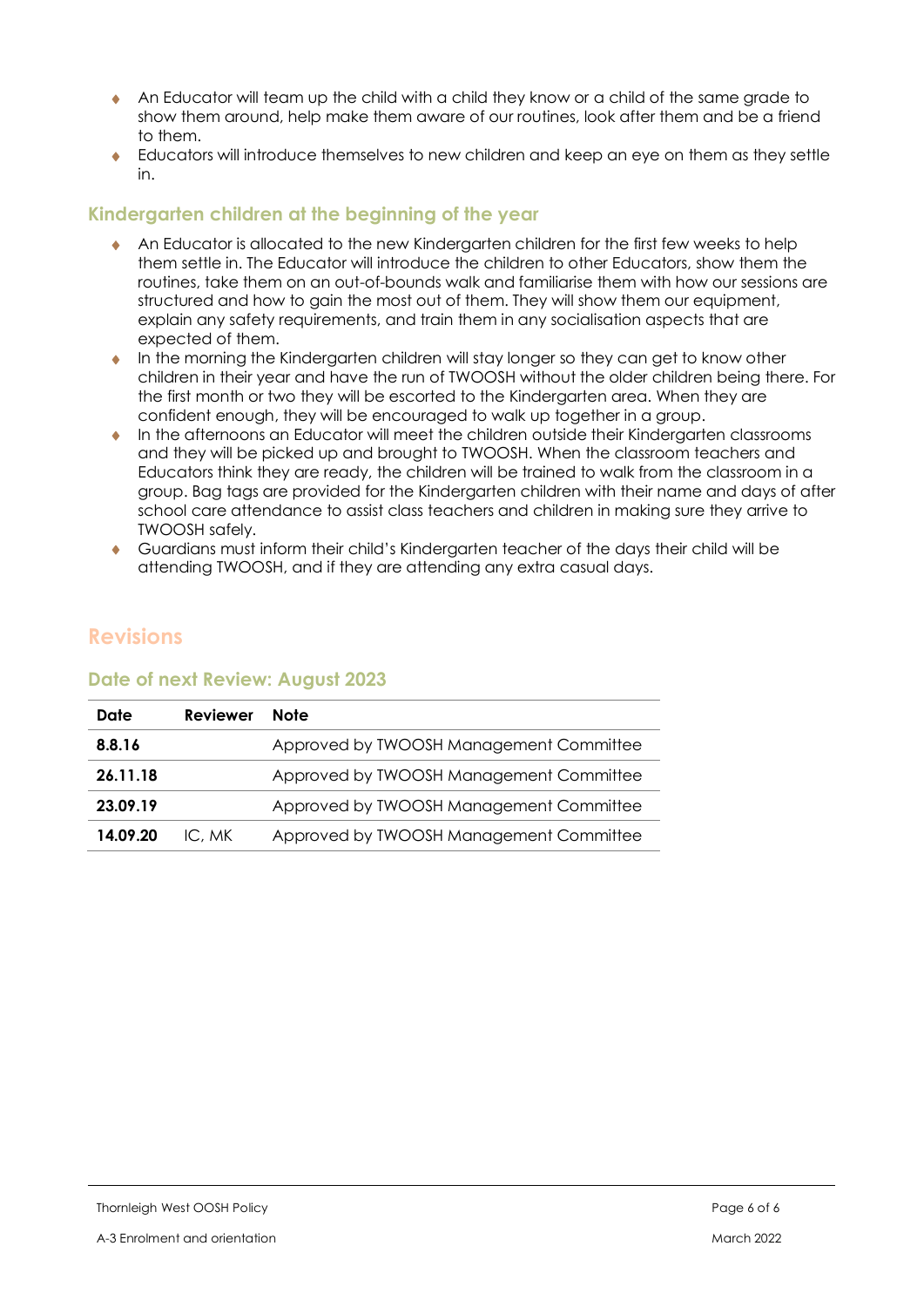- An Educator will team up the child with a child they know or a child of the same grade to show them around, help make them aware of our routines, look after them and be a friend to them.
- Educators will introduce themselves to new children and keep an eye on them as they settle in.

### Kindergarten children at the beginning of the year

- An Educator is allocated to the new Kindergarten children for the first few weeks to help them settle in. The Educator will introduce the children to other Educators, show them the routines, take them on an out-of-bounds walk and familiarise them with how our sessions are structured and how to gain the most out of them. They will show them our equipment, explain any safety requirements, and train them in any socialisation aspects that are expected of them.
- In the morning the Kindergarten children will stay longer so they can get to know other children in their year and have the run of TWOOSH without the older children being there. For the first month or two they will be escorted to the Kindergarten area. When they are confident enough, they will be encouraged to walk up together in a group.
- In the afternoons an Educator will meet the children outside their Kindergarten classrooms and they will be picked up and brought to TWOOSH. When the classroom teachers and Educators think they are ready, the children will be trained to walk from the classroom in a group. Bag tags are provided for the Kindergarten children with their name and days of after school care attendance to assist class teachers and children in making sure they arrive to TWOOSH safely.
- Guardians must inform their child's Kindergarten teacher of the days their child will be attending TWOOSH, and if they are attending any extra casual days.

## Revisions

### Date of next Review: August 2023

| Date | Reviewer | Note |
|---|---|---|
| **8.8.16** | | Approved by TWOOSH Management Committee |
| **26.11.18** | | Approved by TWOOSH Management Committee |
| **23.09.19** | | Approved by TWOOSH Management Committee |
| **14.09.20** | IC, MK | Approved by TWOOSH Management Committee |